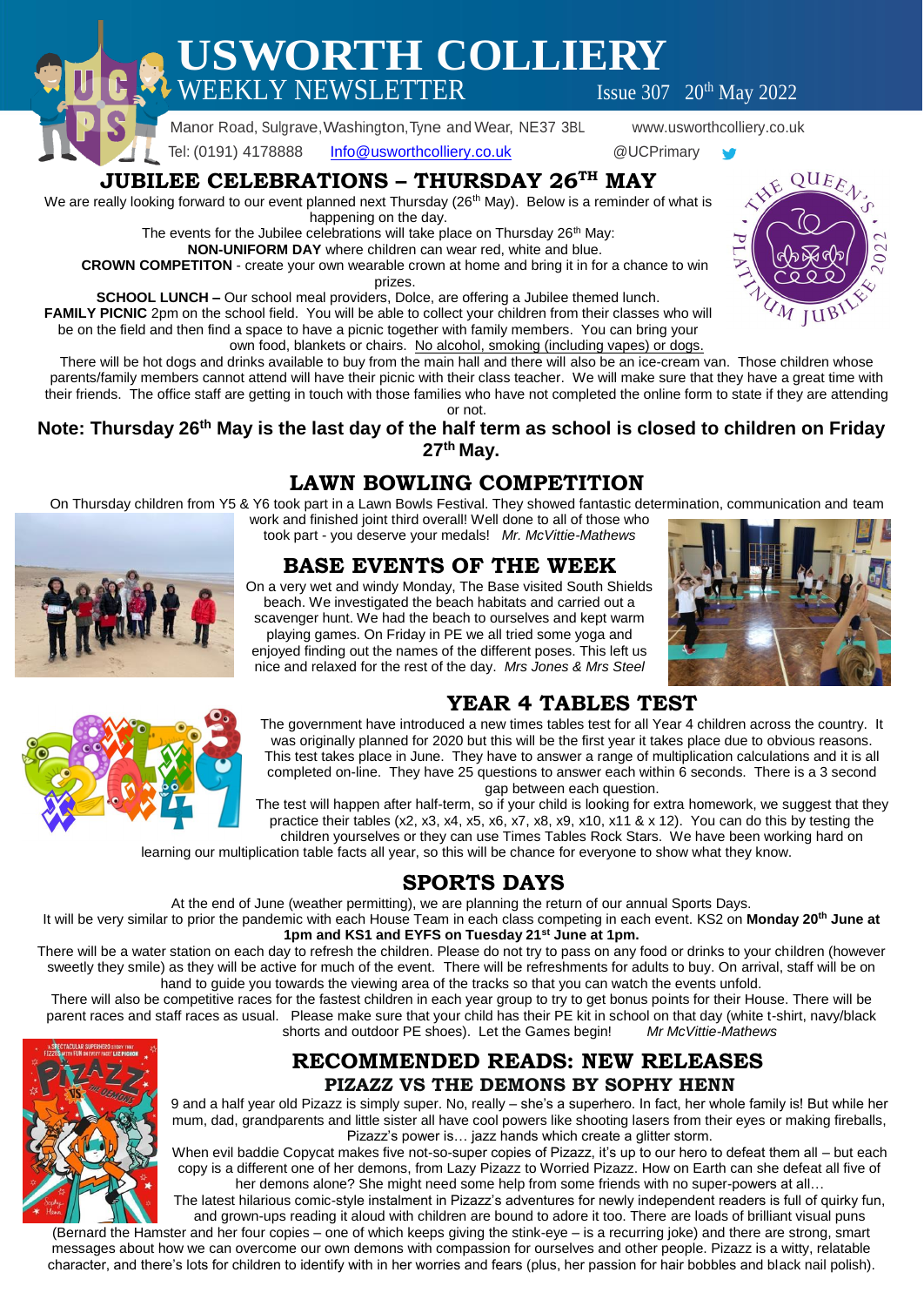# USWORTH COLLIERY

## WEEKLY NEWSLETTER

Issue 307 20th May 2022

Manor Road, Sulgrave, Washington, Tyne and Wear, NE37 3BL www.usworthcolliery.co.uk

Tel: (0191) 4178888 Info@usworthcolliery.co.uk @UCPrimary

## JUBILEE CELEBRATIONS – THURSDAY 26TH MAY

We are really looking forward to our event planned next Thursday (26th May). Below is a reminder of what is happening on the day.

The events for the Jubilee celebrations will take place on Thursday 26th May:

**NON-UNIFORM DAY** where children can wear red, white and blue.

**CROWN COMPETITON** - create your own wearable crown at home and bring it in for a chance to win prizes.

**SCHOOL LUNCH –** Our school meal providers, Dolce, are offering a Jubilee themed lunch.

**FAMILY PICNIC** 2pm on the school field. You will be able to collect your children from their classes who will be on the field and then find a space to have a picnic together with family members. You can bring your own food, blankets or chairs. No alcohol, smoking (including vapes) or dogs.

There will be hot dogs and drinks available to buy from the main hall and there will also be an ice-cream van. Those children whose parents/family members cannot attend will have their picnic with their class teacher. We will make sure that they have a great time with their friends. The office staff are getting in touch with those families who have not completed the online form to state if they are attending or not.

**Note: Thursday 26th May is the last day of the half term as school is closed to children on Friday 27th May.**

## LAWN BOWLING COMPETITION

On Thursday children from Y5 & Y6 took part in a Lawn Bowls Festival. They showed fantastic determination, communication and team work and finished joint third overall! Well done to all of those who took part - you deserve your medals! *Mr. McVittie-Mathews*

## BASE EVENTS OF THE WEEK

On a very wet and windy Monday, The Base visited South Shields beach. We investigated the beach habitats and carried out a scavenger hunt. We had the beach to ourselves and kept warm playing games. On Friday in PE we all tried some yoga and enjoyed finding out the names of the different poses. This left us nice and relaxed for the rest of the day. *Mrs Jones & Mrs Steel*

## YEAR 4 TABLES TEST

The government have introduced a new times tables test for all Year 4 children across the country. It was originally planned for 2020 but this will be the first year it takes place due to obvious reasons. This test takes place in June. They have to answer a range of multiplication calculations and it is all completed on-line. They have 25 questions to answer each within 6 seconds. There is a 3 second gap between each question.

The test will happen after half-term, so if your child is looking for extra homework, we suggest that they practice their tables (x2, x3, x4, x5, x6, x7, x8, x9, x10, x11 & x 12). You can do this by testing the children yourselves or they can use Times Tables Rock Stars. We have been working hard on learning our multiplication table facts all year, so this will be chance for everyone to show what they know.

## SPORTS DAYS

At the end of June (weather permitting), we are planning the return of our annual Sports Days.

It will be very similar to prior the pandemic with each House Team in each class competing in each event. KS2 on **Monday 20th June at 1pm and KS1 and EYFS on Tuesday 21st June at 1pm.**

There will be a water station on each day to refresh the children. Please do not try to pass on any food or drinks to your children (however sweetly they smile) as they will be active for much of the event. There will be refreshments for adults to buy. On arrival, staff will be on hand to guide you towards the viewing area of the tracks so that you can watch the events unfold.

There will also be competitive races for the fastest children in each year group to try to get bonus points for their House. There will be parent races and staff races as usual. Please make sure that your child has their PE kit in school on that day (white t-shirt, navy/black shorts and outdoor PE shoes). Let the Games begin! *Mr McVittie-Mathews*

## RECOMMENDED READS: NEW RELEASES

### PIZAZZ VS THE DEMONS BY SOPHY HENN

9 and a half year old Pizazz is simply super. No, really – she's a superhero. In fact, her whole family is! But while her mum, dad, grandparents and little sister all have cool powers like shooting lasers from their eyes or making fireballs, Pizazz's power is… jazz hands which create a glitter storm.

When evil baddie Copycat makes five not-so-super copies of Pizazz, it's up to our hero to defeat them all – but each copy is a different one of her demons, from Lazy Pizazz to Worried Pizazz. How on Earth can she defeat all five of her demons alone? She might need some help from some friends with no super-powers at all…

The latest hilarious comic-style instalment in Pizazz's adventures for newly independent readers is full of quirky fun, and grown-ups reading it aloud with children are bound to adore it too. There are loads of brilliant visual puns (Bernard the Hamster and her four copies – one of which keeps giving the stink-eye – is a recurring joke) and there are strong, smart messages about how we can overcome our own demons with compassion for ourselves and other people. Pizazz is a witty, relatable character, and there's lots for children to identify with in her worries and fears (plus, her passion for hair bobbles and black nail polish).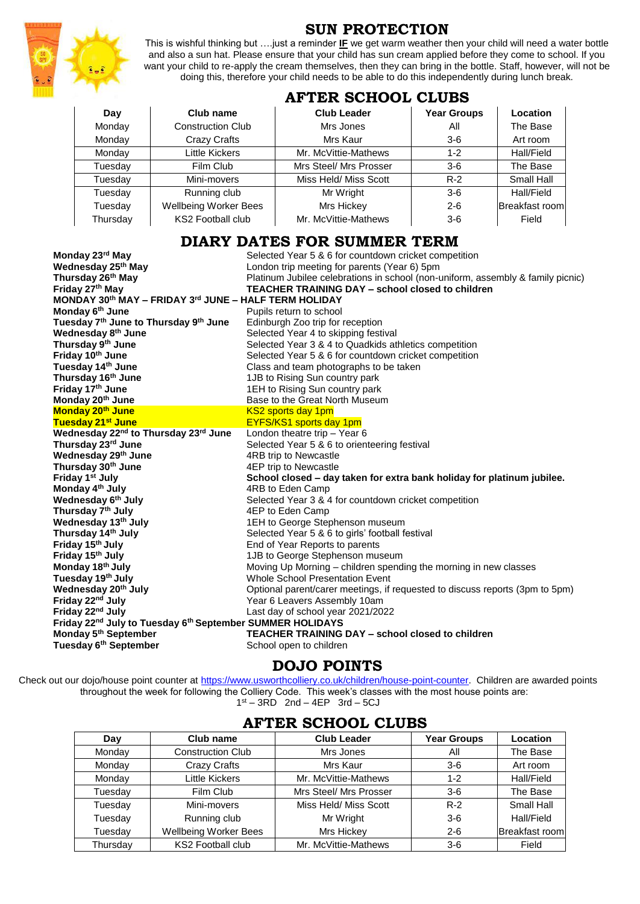## SUN PROTECTION

This is wishful thinking but ….just a reminder **IF** we get warm weather then your child will need a water bottle and also a sun hat. Please ensure that your child has sun cream applied before they come to school. If you want your child to re-apply the cream themselves, then they can bring in the bottle. Staff, however, will not be doing this, therefore your child needs to be able to do this independently during lunch break.

## AFTER SCHOOL CLUBS

| Day | Club name | Club Leader | Year Groups | Location |
|---|---|---|---|---|
| Monday | Construction Club | Mrs Jones | All | The Base |
| Monday | Crazy Crafts | Mrs Kaur | 3-6 | Art room |
| Monday | Little Kickers | Mr. McVittie-Mathews | 1-2 | Hall/Field |
| Tuesday | Film Club | Mrs Steel/ Mrs Prosser | 3-6 | The Base |
| Tuesday | Mini-movers | Miss Held/ Miss Scott | R-2 | Small Hall |
| Tuesday | Running club | Mr Wright | 3-6 | Hall/Field |
| Tuesday | Wellbeing Worker Bees | Mrs Hickey | 2-6 | Breakfast room |
| Thursday | KS2 Football club | Mr. McVittie-Mathews | 3-6 | Field |

## DIARY DATES FOR SUMMER TERM

| | |
|---|---|
| **Monday 23rd May** | Selected Year 5 & 6 for countdown cricket competition |
| **Wednesday 25th May** | London trip meeting for parents (Year 6) 5pm |
| **Thursday 26th May** | Platinum Jubilee celebrations in school (non-uniform, assembly & family picnic) |
| **Friday 27th May** | **TEACHER TRAINING DAY – school closed to children** |
| **MONDAY 30th MAY – FRIDAY 3rd JUNE – HALF TERM HOLIDAY** | |
| **Monday 6th June** | Pupils return to school |
| **Tuesday 7th June to Thursday 9th June** | Edinburgh Zoo trip for reception |
| **Wednesday 8th June** | Selected Year 4 to skipping festival |
| **Thursday 9th June** | Selected Year 3 & 4 to Quadkids athletics competition |
| **Friday 10th June** | Selected Year 5 & 6 for countdown cricket competition |
| **Tuesday 14th June** | Class and team photographs to be taken |
| **Thursday 16th June** | 1JB to Rising Sun country park |
| **Friday 17th June** | 1EH to Rising Sun country park |
| **Monday 20th June** | Base to the Great North Museum |
| **Monday 20th June** | KS2 sports day 1pm |
| **Tuesday 21st June** | EYFS/KS1 sports day 1pm |
| **Wednesday 22nd to Thursday 23rd June** | London theatre trip – Year 6 |
| **Thursday 23rd June** | Selected Year 5 & 6 to orienteering festival |
| **Wednesday 29th June** | 4RB trip to Newcastle |
| **Thursday 30th June** | 4EP trip to Newcastle |
| **Friday 1st July** | **School closed – day taken for extra bank holiday for platinum jubilee.** |
| **Monday 4th July** | 4RB to Eden Camp |
| **Wednesday 6th July** | Selected Year 3 & 4 for countdown cricket competition |
| **Thursday 7th July** | 4EP to Eden Camp |
| **Wednesday 13th July** | 1EH to George Stephenson museum |
| **Thursday 14th July** | Selected Year 5 & 6 to girls' football festival |
| **Friday 15th July** | End of Year Reports to parents |
| **Friday 15th July** | 1JB to George Stephenson museum |
| **Monday 18th July** | Moving Up Morning – children spending the morning in new classes |
| **Tuesday 19th July** | Whole School Presentation Event |
| **Wednesday 20th July** | Optional parent/carer meetings, if requested to discuss reports (3pm to 5pm) |
| **Friday 22nd July** | Year 6 Leavers Assembly 10am |
| **Friday 22nd July** | Last day of school year 2021/2022 |
| **Friday 22nd July to Tuesday 6th September SUMMER HOLIDAYS** | |
| **Monday 5th September** | **TEACHER TRAINING DAY – school closed to children** |
| **Tuesday 6th September** | School open to children |

## DOJO POINTS

Check out our dojo/house point counter at https://www.usworthcolliery.co.uk/children/house-point-counter. Children are awarded points throughout the week for following the Colliery Code. This week's classes with the most house points are:

1st – 3RD 2nd – 4EP 3rd – 5CJ

## AFTER SCHOOL CLUBS

| Day | Club name | Club Leader | Year Groups | Location |
|---|---|---|---|---|
| Monday | Construction Club | Mrs Jones | All | The Base |
| Monday | Crazy Crafts | Mrs Kaur | 3-6 | Art room |
| Monday | Little Kickers | Mr. McVittie-Mathews | 1-2 | Hall/Field |
| Tuesday | Film Club | Mrs Steel/ Mrs Prosser | 3-6 | The Base |
| Tuesday | Mini-movers | Miss Held/ Miss Scott | R-2 | Small Hall |
| Tuesday | Running club | Mr Wright | 3-6 | Hall/Field |
| Tuesday | Wellbeing Worker Bees | Mrs Hickey | 2-6 | Breakfast room |
| Thursday | KS2 Football club | Mr. McVittie-Mathews | 3-6 | Field |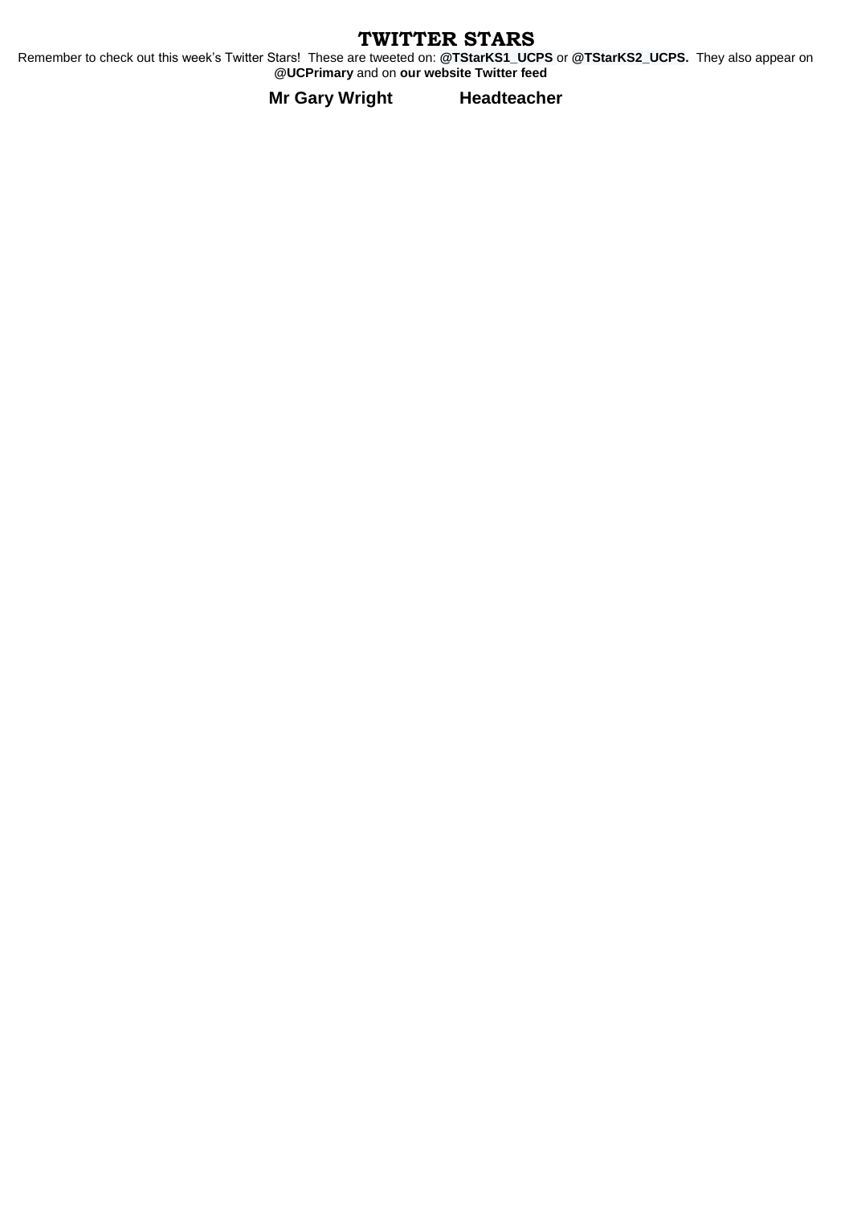## TWITTER STARS

Remember to check out this week's Twitter Stars! These are tweeted on: **@TStarKS1_UCPS** or **@TStarKS2_UCPS.** They also appear on **@UCPrimary** and on **our website Twitter feed**

**Mr Gary Wright          Headteacher**